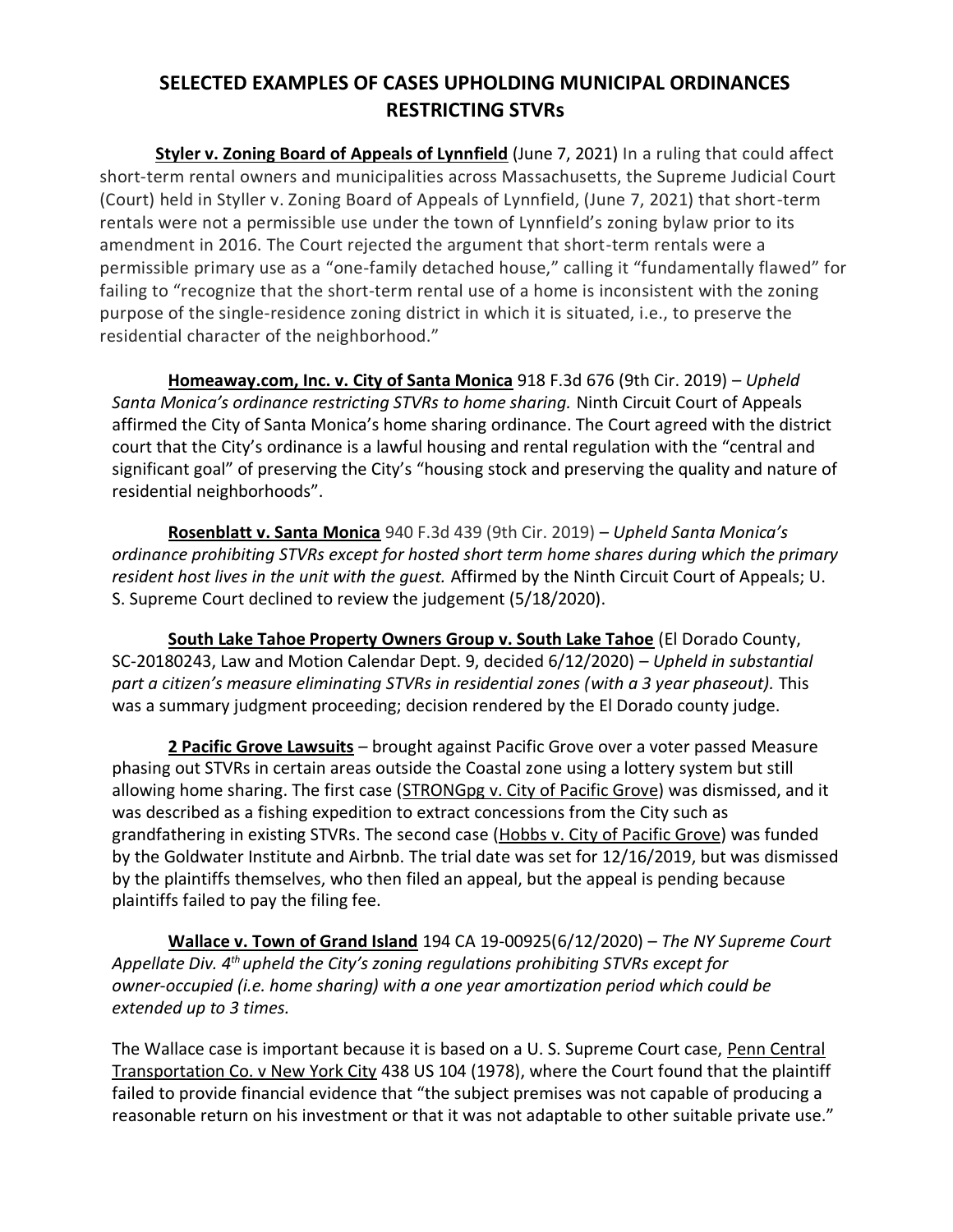# SELECTED EXAMPLES OF CASES UPHOLDING MUNICIPAL ORDINANCES RESTRICTING STVRs

**Styler v. Zoning Board of Appeals of Lynnfield** (June 7, 2021) In a ruling that could affect short-term rental owners and municipalities across Massachusetts, the Supreme Judicial Court (Court) held in Styller v. Zoning Board of Appeals of Lynnfield, (June 7, 2021) that short-term rentals were not a permissible use under the town of Lynnfield's zoning bylaw prior to its amendment in 2016. The Court rejected the argument that short-term rentals were a permissible primary use as a "one-family detached house," calling it "fundamentally flawed" for failing to "recognize that the short-term rental use of a home is inconsistent with the zoning purpose of the single-residence zoning district in which it is situated, i.e., to preserve the residential character of the neighborhood."

**Homeaway.com, Inc. v. City of Santa Monica** 918 F.3d 676 (9th Cir. 2019) – *Upheld Santa Monica's ordinance restricting STVRs to home sharing.* Ninth Circuit Court of Appeals affirmed the City of Santa Monica's home sharing ordinance. The Court agreed with the district court that the City's ordinance is a lawful housing and rental regulation with the "central and significant goal" of preserving the City's "housing stock and preserving the quality and nature of residential neighborhoods".

**Rosenblatt v. Santa Monica** 940 F.3d 439 (9th Cir. 2019) – *Upheld Santa Monica's ordinance prohibiting STVRs except for hosted short term home shares during which the primary resident host lives in the unit with the guest.* Affirmed by the Ninth Circuit Court of Appeals; U. S. Supreme Court declined to review the judgement (5/18/2020).

**South Lake Tahoe Property Owners Group v. South Lake Tahoe** (El Dorado County, SC-20180243, Law and Motion Calendar Dept. 9, decided 6/12/2020) – *Upheld in substantial part a citizen's measure eliminating STVRs in residential zones (with a 3 year phaseout).* This was a summary judgment proceeding; decision rendered by the El Dorado county judge.

**2 Pacific Grove Lawsuits** – brought against Pacific Grove over a voter passed Measure phasing out STVRs in certain areas outside the Coastal zone using a lottery system but still allowing home sharing. The first case (STRONGpg v. City of Pacific Grove) was dismissed, and it was described as a fishing expedition to extract concessions from the City such as grandfathering in existing STVRs. The second case (Hobbs v. City of Pacific Grove) was funded by the Goldwater Institute and Airbnb. The trial date was set for 12/16/2019, but was dismissed by the plaintiffs themselves, who then filed an appeal, but the appeal is pending because plaintiffs failed to pay the filing fee.

**Wallace v. Town of Grand Island** 194 CA 19-00925(6/12/2020) – *The NY Supreme Court Appellate Div. 4th upheld the City's zoning regulations prohibiting STVRs except for owner-occupied (i.e. home sharing) with a one year amortization period which could be extended up to 3 times.*

The Wallace case is important because it is based on a U. S. Supreme Court case, Penn Central Transportation Co. v New York City 438 US 104 (1978), where the Court found that the plaintiff failed to provide financial evidence that "the subject premises was not capable of producing a reasonable return on his investment or that it was not adaptable to other suitable private use."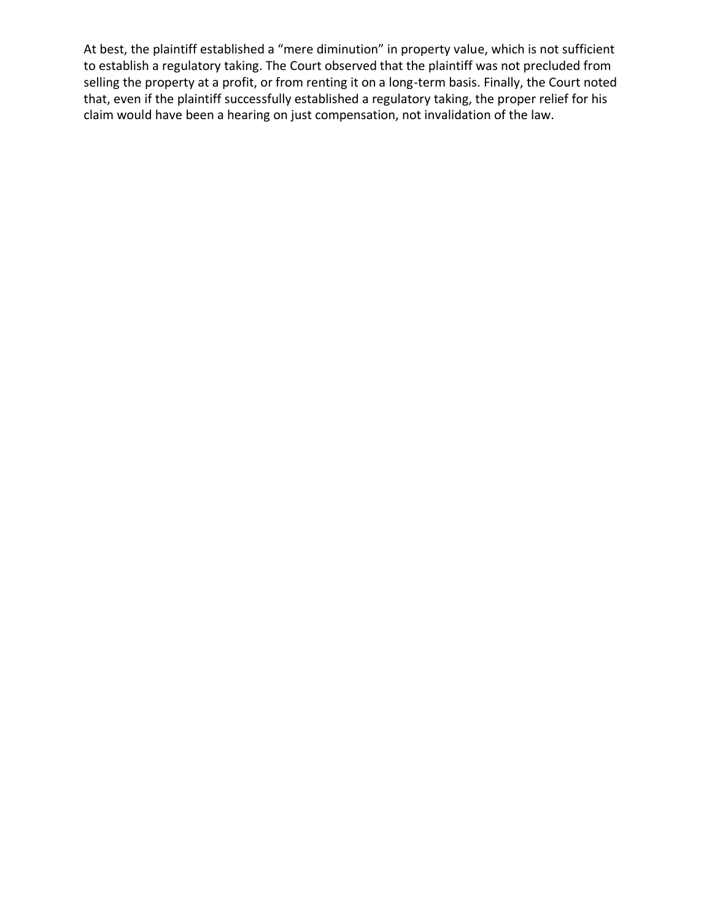At best, the plaintiff established a "mere diminution" in property value, which is not sufficient to establish a regulatory taking. The Court observed that the plaintiff was not precluded from selling the property at a profit, or from renting it on a long-term basis. Finally, the Court noted that, even if the plaintiff successfully established a regulatory taking, the proper relief for his claim would have been a hearing on just compensation, not invalidation of the law.